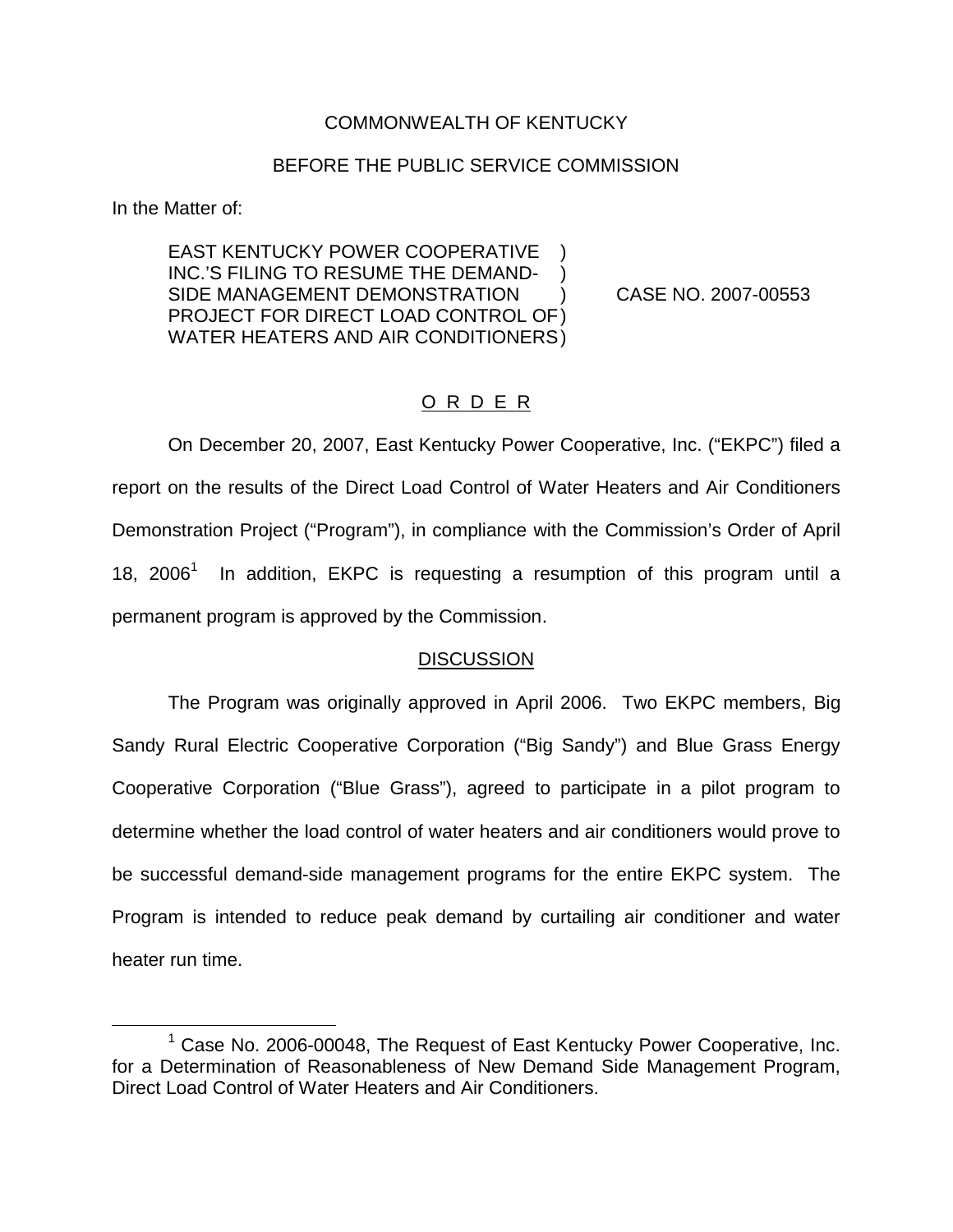COMMONWEALTH OF KENTUCKY

BEFORE THE PUBLIC SERVICE COMMISSION

In the Matter of:

EAST KENTUCKY POWER COOPERATIVE INC.'S FILING TO RESUME THE DEMAND-SIDE MANAGEMENT DEMONSTRATION PROJECT FOR DIRECT LOAD CONTROL OF WATER HEATERS AND AIR CONDITIONERS ) CASE NO. 2007-00553

O R D E R

On December 20, 2007, East Kentucky Power Cooperative, Inc. ("EKPC") filed a report on the results of the Direct Load Control of Water Heaters and Air Conditioners Demonstration Project ("Program"), in compliance with the Commission's Order of April 18, 2006[1] In addition, EKPC is requesting a resumption of this program until a permanent program is approved by the Commission.

DISCUSSION

The Program was originally approved in April 2006. Two EKPC members, Big Sandy Rural Electric Cooperative Corporation ("Big Sandy") and Blue Grass Energy Cooperative Corporation ("Blue Grass"), agreed to participate in a pilot program to determine whether the load control of water heaters and air conditioners would prove to be successful demand-side management programs for the entire EKPC system. The Program is intended to reduce peak demand by curtailing air conditioner and water heater run time.

[1] Case No. 2006-00048, The Request of East Kentucky Power Cooperative, Inc. for a Determination of Reasonableness of New Demand Side Management Program, Direct Load Control of Water Heaters and Air Conditioners.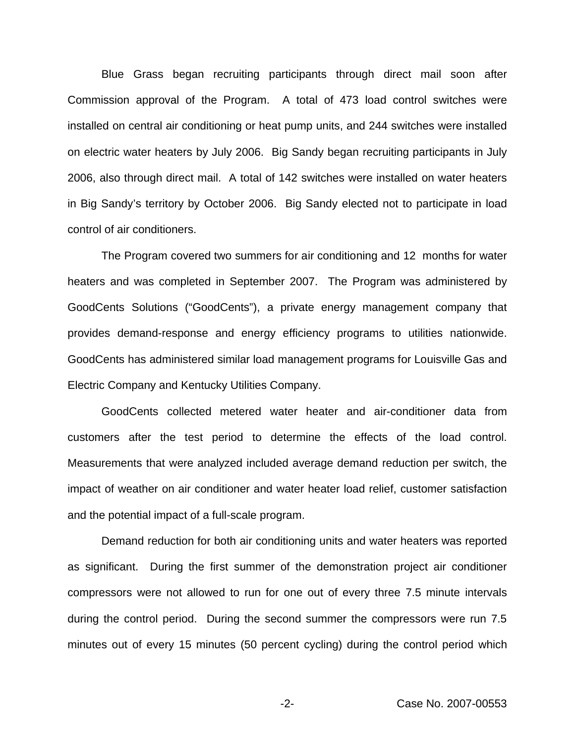Blue Grass began recruiting participants through direct mail soon after Commission approval of the Program. A total of 473 load control switches were installed on central air conditioning or heat pump units, and 244 switches were installed on electric water heaters by July 2006. Big Sandy began recruiting participants in July 2006, also through direct mail. A total of 142 switches were installed on water heaters in Big Sandy's territory by October 2006. Big Sandy elected not to participate in load control of air conditioners.

The Program covered two summers for air conditioning and 12 months for water heaters and was completed in September 2007. The Program was administered by GoodCents Solutions ("GoodCents"), a private energy management company that provides demand-response and energy efficiency programs to utilities nationwide. GoodCents has administered similar load management programs for Louisville Gas and Electric Company and Kentucky Utilities Company.

GoodCents collected metered water heater and air-conditioner data from customers after the test period to determine the effects of the load control. Measurements that were analyzed included average demand reduction per switch, the impact of weather on air conditioner and water heater load relief, customer satisfaction and the potential impact of a full-scale program.

Demand reduction for both air conditioning units and water heaters was reported as significant. During the first summer of the demonstration project air conditioner compressors were not allowed to run for one out of every three 7.5 minute intervals during the control period. During the second summer the compressors were run 7.5 minutes out of every 15 minutes (50 percent cycling) during the control period which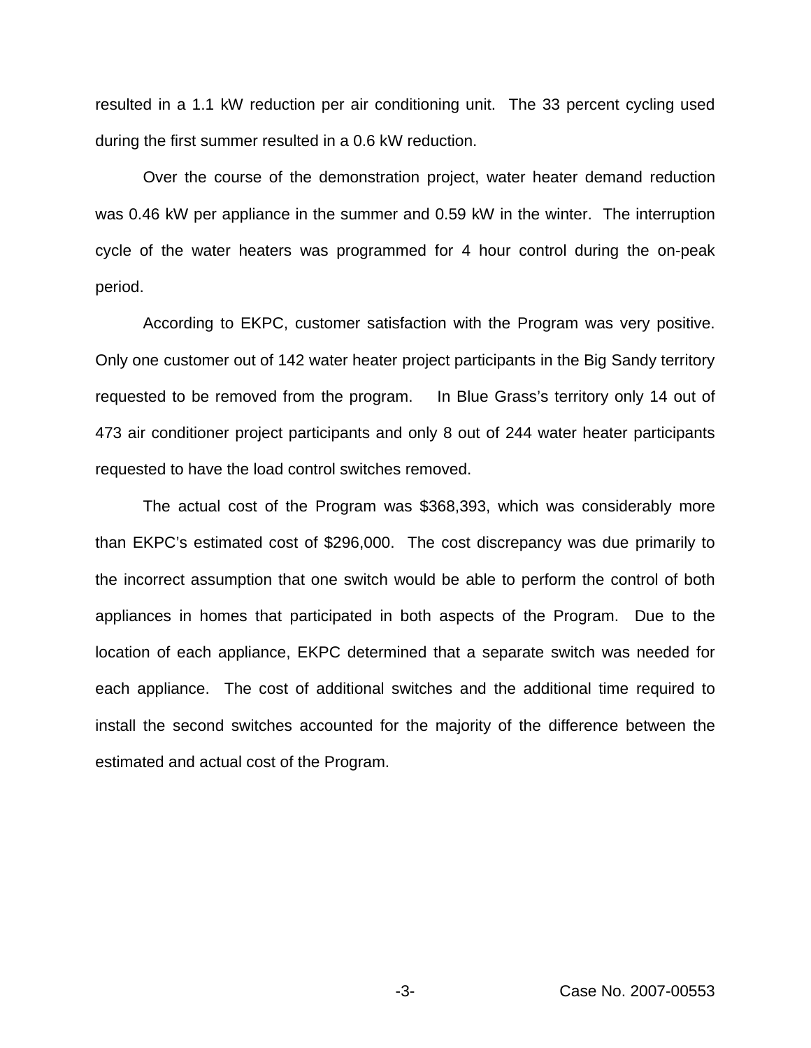resulted in a 1.1 kW reduction per air conditioning unit. The 33 percent cycling used during the first summer resulted in a 0.6 kW reduction.

Over the course of the demonstration project, water heater demand reduction was 0.46 kW per appliance in the summer and 0.59 kW in the winter. The interruption cycle of the water heaters was programmed for 4 hour control during the on-peak period.

According to EKPC, customer satisfaction with the Program was very positive. Only one customer out of 142 water heater project participants in the Big Sandy territory requested to be removed from the program. In Blue Grass's territory only 14 out of 473 air conditioner project participants and only 8 out of 244 water heater participants requested to have the load control switches removed.

The actual cost of the Program was $368,393, which was considerably more than EKPC's estimated cost of $296,000. The cost discrepancy was due primarily to the incorrect assumption that one switch would be able to perform the control of both appliances in homes that participated in both aspects of the Program. Due to the location of each appliance, EKPC determined that a separate switch was needed for each appliance. The cost of additional switches and the additional time required to install the second switches accounted for the majority of the difference between the estimated and actual cost of the Program.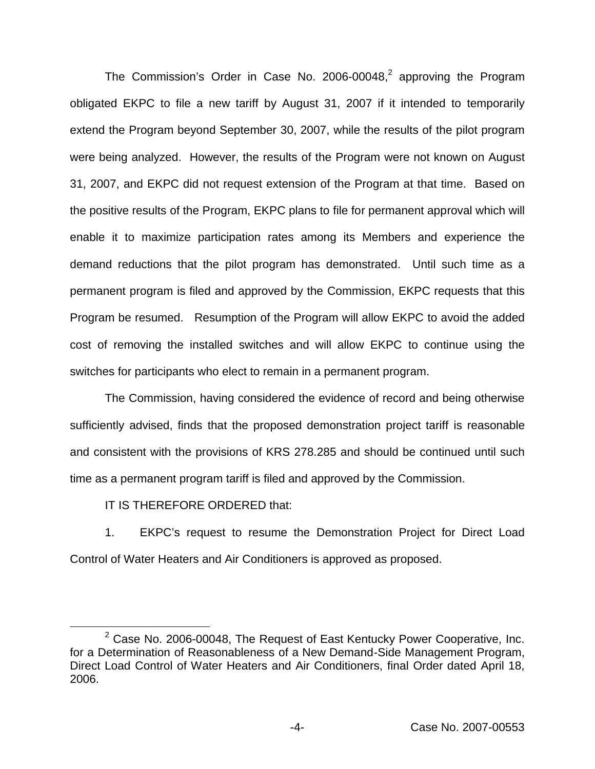The Commission's Order in Case No. 2006-00048,[2] approving the Program obligated EKPC to file a new tariff by August 31, 2007 if it intended to temporarily extend the Program beyond September 30, 2007, while the results of the pilot program were being analyzed. However, the results of the Program were not known on August 31, 2007, and EKPC did not request extension of the Program at that time. Based on the positive results of the Program, EKPC plans to file for permanent approval which will enable it to maximize participation rates among its Members and experience the demand reductions that the pilot program has demonstrated. Until such time as a permanent program is filed and approved by the Commission, EKPC requests that this Program be resumed. Resumption of the Program will allow EKPC to avoid the added cost of removing the installed switches and will allow EKPC to continue using the switches for participants who elect to remain in a permanent program.

The Commission, having considered the evidence of record and being otherwise sufficiently advised, finds that the proposed demonstration project tariff is reasonable and consistent with the provisions of KRS 278.285 and should be continued until such time as a permanent program tariff is filed and approved by the Commission.

IT IS THEREFORE ORDERED that:

1. EKPC's request to resume the Demonstration Project for Direct Load Control of Water Heaters and Air Conditioners is approved as proposed.

[2] Case No. 2006-00048, The Request of East Kentucky Power Cooperative, Inc. for a Determination of Reasonableness of a New Demand-Side Management Program, Direct Load Control of Water Heaters and Air Conditioners, final Order dated April 18, 2006.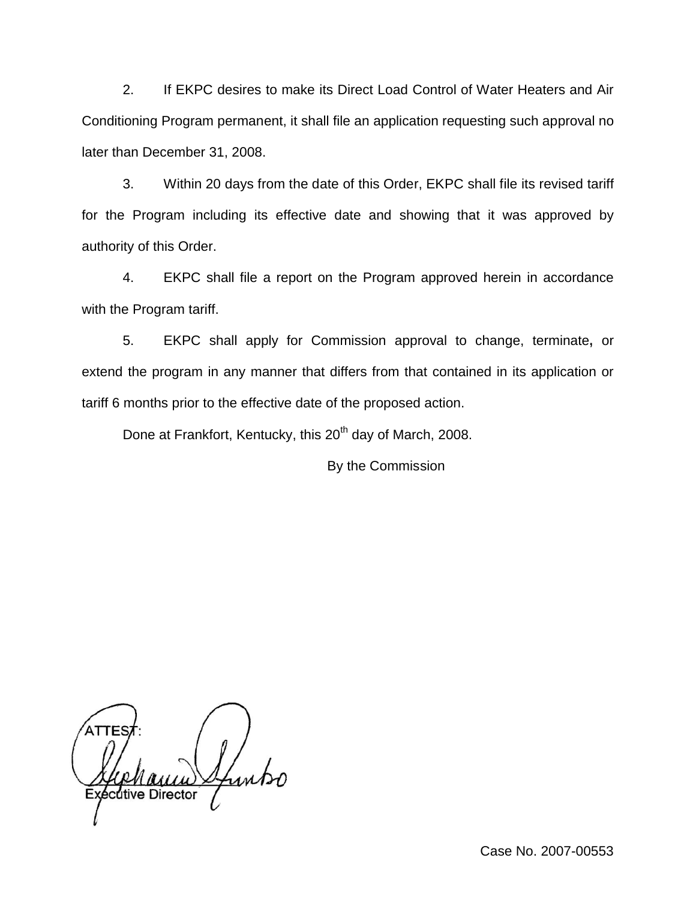2. If EKPC desires to make its Direct Load Control of Water Heaters and Air Conditioning Program permanent, it shall file an application requesting such approval no later than December 31, 2008.

3. Within 20 days from the date of this Order, EKPC shall file its revised tariff for the Program including its effective date and showing that it was approved by authority of this Order.

4. EKPC shall file a report on the Program approved herein in accordance with the Program tariff.

5. EKPC shall apply for Commission approval to change, terminate, or extend the program in any manner that differs from that contained in its application or tariff 6 months prior to the effective date of the proposed action.

Done at Frankfort, Kentucky, this 20th day of March, 2008.

By the Commission

ATTEST:

Executive Director

Case No. 2007-00553